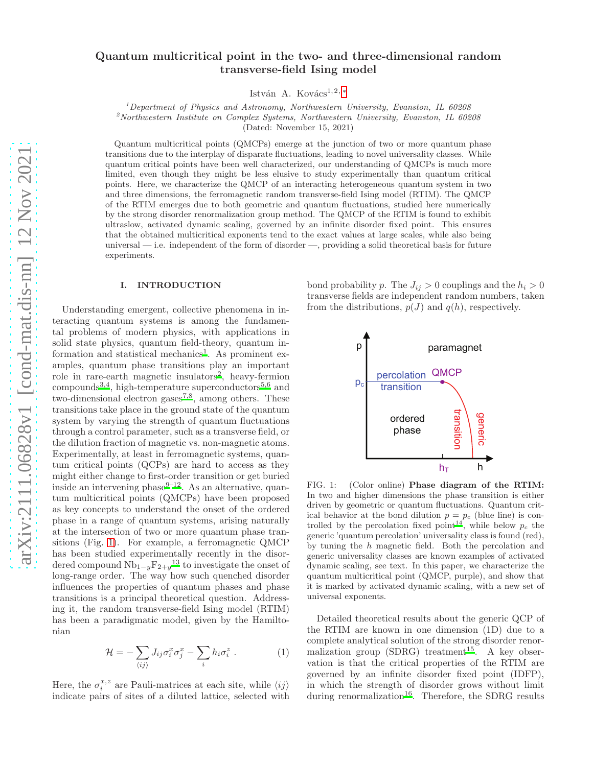# Quantum multicritical point in the two- and three-dimensional random transverse-field Ising model

István A. Kovács[1,2,*]

[1]*Department of Physics and Astronomy, Northwestern University, Evanston, IL 60208*
[2]*Northwestern Institute on Complex Systems, Northwestern University, Evanston, IL 60208*
(Dated: November 15, 2021)

Quantum multicritical points (QMCPs) emerge at the junction of two or more quantum phase transitions due to the interplay of disparate fluctuations, leading to novel universality classes. While quantum critical points have been well characterized, our understanding of QMCPs is much more limited, even though they might be less elusive to study experimentally than quantum critical points. Here, we characterize the QMCP of an interacting heterogeneous quantum system in two and three dimensions, the ferromagnetic random transverse-field Ising model (RTIM). The QMCP of the RTIM emerges due to both geometric and quantum fluctuations, studied here numerically by the strong disorder renormalization group method. The QMCP of the RTIM is found to exhibit ultraslow, activated dynamic scaling, governed by an infinite disorder fixed point. This ensures that the obtained multicritical exponents tend to the exact values at large scales, while also being universal — i.e. independent of the form of disorder —, providing a solid theoretical basis for future experiments.

## I. INTRODUCTION

Understanding emergent, collective phenomena in interacting quantum systems is among the fundamental problems of modern physics, with applications in solid state physics, quantum field-theory, quantum information and statistical mechanics[1]. As prominent examples, quantum phase transitions play an important role in rare-earth magnetic insulators[2], heavy-fermion compounds[3,4], high-temperature superconductors[5,6] and two-dimensional electron gases[7,8], among others. These transitions take place in the ground state of the quantum system by varying the strength of quantum fluctuations through a control parameter, such as a transverse field, or the dilution fraction of magnetic vs. non-magnetic atoms. Experimentally, at least in ferromagnetic systems, quantum critical points (QCPs) are hard to access as they might either change to first-order transition or get buried inside an intervening phase[9–12]. As an alternative, quantum multicritical points (QMCPs) have been proposed as key concepts to understand the onset of the ordered phase in a range of quantum systems, arising naturally at the intersection of two or more quantum phase transitions (Fig. 1). For example, a ferromagnetic QMCP has been studied experimentally recently in the disordered compound $Nb_{1-y}F_{2+y}$[13] to investigate the onset of long-range order. The way how such quenched disorder influences the properties of quantum phases and phase transitions is a principal theoretical question. Addressing it, the random transverse-field Ising model (RTIM) has been a paradigmatic model, given by the Hamiltonian

$$\mathcal{H} = -\sum_{\langle ij \rangle} J_{ij}\sigma_i^x\sigma_j^x - \sum_i h_i\sigma_i^z \; . \qquad (1)$$

Here, the $\sigma_i^{x,z}$ are Pauli-matrices at each site, while $\langle ij \rangle$ indicate pairs of sites of a diluted lattice, selected with bond probability $p$. The $J_{ij} > 0$ couplings and the $h_i > 0$ transverse fields are independent random numbers, taken from the distributions, $p(J)$ and $q(h)$, respectively.

FIG. 1: (Color online) **Phase diagram of the RTIM:** In two and higher dimensions the phase transition is either driven by geometric or quantum fluctuations. Quantum critical behavior at the bond dilution $p = p_c$ (blue line) is controlled by the percolation fixed point[14], while below $p_c$ the generic 'quantum percolation' universality class is found (red), by tuning the $h$ magnetic field. Both the percolation and generic universality classes are known examples of activated dynamic scaling, see text. In this paper, we characterize the quantum multicritical point (QMCP, purple), and show that it is marked by activated dynamic scaling, with a new set of universal exponents.

Detailed theoretical results about the generic QCP of the RTIM are known in one dimension (1D) due to a complete analytical solution of the strong disorder renormalization group (SDRG) treatment[15]. A key observation is that the critical properties of the RTIM are governed by an infinite disorder fixed point (IDFP), in which the strength of disorder grows without limit during renormalization[16]. Therefore, the SDRG results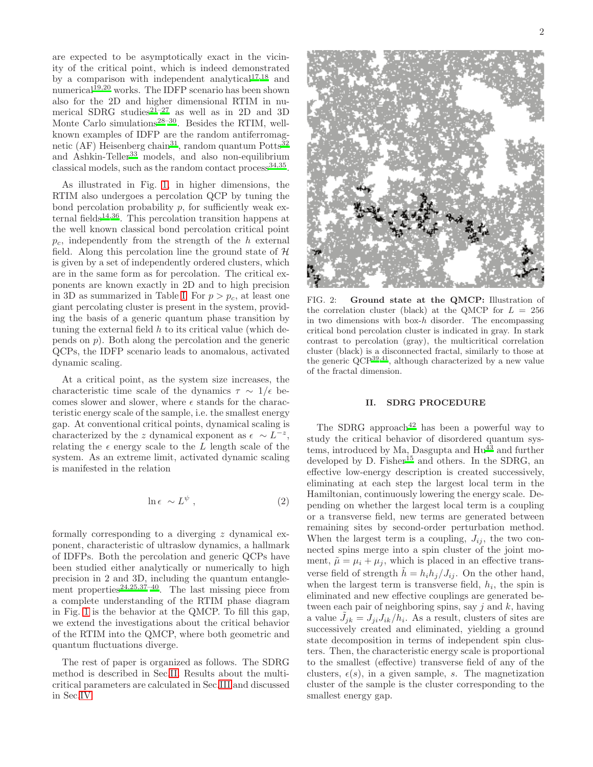are expected to be asymptotically exact in the vicinity of the critical point, which is indeed demonstrated by a comparison with independent analytical[17,18] and numerical[19,20] works. The IDFP scenario has been shown also for the 2D and higher dimensional RTIM in numerical SDRG studies[21–27] as well as in 2D and 3D Monte Carlo simulations[28–30]. Besides the RTIM, well-known examples of IDFP are the random antiferromagnetic (AF) Heisenberg chain[31], random quantum Potts[32] and Ashkin-Teller[33] models, and also non-equilibrium classical models, such as the random contact process[34,35].

As illustrated in Fig. 1, in higher dimensions, the RTIM also undergoes a percolation QCP by tuning the bond percolation probability $p$, for sufficiently weak external fields[14,36]. This percolation transition happens at the well known classical bond percolation critical point $p_c$, independently from the strength of the $h$ external field. Along this percolation line the ground state of $\mathcal{H}$ is given by a set of independently ordered clusters, which are in the same form as for percolation. The critical exponents are known exactly in 2D and to high precision in 3D as summarized in Table I. For $p > p_c$, at least one giant percolating cluster is present in the system, providing the basis of a generic quantum phase transition by tuning the external field $h$ to its critical value (which depends on $p$). Both along the percolation and the generic QCPs, the IDFP scenario leads to anomalous, activated dynamic scaling.

At a critical point, as the system size increases, the characteristic time scale of the dynamics $\tau \sim 1/\epsilon$ becomes slower and slower, where $\epsilon$ stands for the characteristic energy scale of the sample, i.e. the smallest energy gap. At conventional critical points, dynamical scaling is characterized by the $z$ dynamical exponent as $\epsilon \sim L^{-z}$, relating the $\epsilon$ energy scale to the $L$ length scale of the system. As an extreme limit, activated dynamic scaling is manifested in the relation

$$\ln \epsilon \sim L^{\psi} , \tag{2}$$

formally corresponding to a diverging $z$ dynamical exponent, characteristic of ultraslow dynamics, a hallmark of IDFPs. Both the percolation and generic QCPs have been studied either analytically or numerically to high precision in 2 and 3D, including the quantum entanglement properties[24,25,37–40]. The last missing piece from a complete understanding of the RTIM phase diagram in Fig. 1 is the behavior at the QMCP. To fill this gap, we extend the investigations about the critical behavior of the RTIM into the QMCP, where both geometric and quantum fluctuations diverge.

The rest of paper is organized as follows. The SDRG method is described in Sec. II. Results about the multicritical parameters are calculated in Sec. III and discussed in Sec. IV.

FIG. 2: **Ground state at the QMCP:** Illustration of the correlation cluster (black) at the QMCP for $L = 256$ in two dimensions with box-$h$ disorder. The encompassing critical bond percolation cluster is indicated in gray. In stark contrast to percolation (gray), the multicritical correlation cluster (black) is a disconnected fractal, similarly to those at the generic QCP[39,41], although characterized by a new value of the fractal dimension.

## II. SDRG PROCEDURE

The SDRG approach[42] has been a powerful way to study the critical behavior of disordered quantum systems, introduced by Ma, Dasgupta and Hu[43] and further developed by D. Fisher[15] and others. In the SDRG, an effective low-energy description is created successively, eliminating at each step the largest local term in the Hamiltonian, continuously lowering the energy scale. Depending on whether the largest local term is a coupling or a transverse field, new terms are generated between remaining sites by second-order perturbation method. When the largest term is a coupling, $J_{ij}$, the two connected spins merge into a spin cluster of the joint moment, $\tilde{\mu} = \mu_i + \mu_j$, which is placed in an effective transverse field of strength $\tilde{h} = h_i h_j / J_{ij}$. On the other hand, when the largest term is transverse field, $h_i$, the spin is eliminated and new effective couplings are generated between each pair of neighboring spins, say $j$ and $k$, having a value $\tilde{J}_{jk} = J_{ji} J_{ik} / h_i$. As a result, clusters of sites are successively created and eliminated, yielding a ground state decomposition in terms of independent spin clusters. Then, the characteristic energy scale is proportional to the smallest (effective) transverse field of any of the clusters, $\epsilon(s)$, in a given sample, $s$. The magnetization cluster of the sample is the cluster corresponding to the smallest energy gap.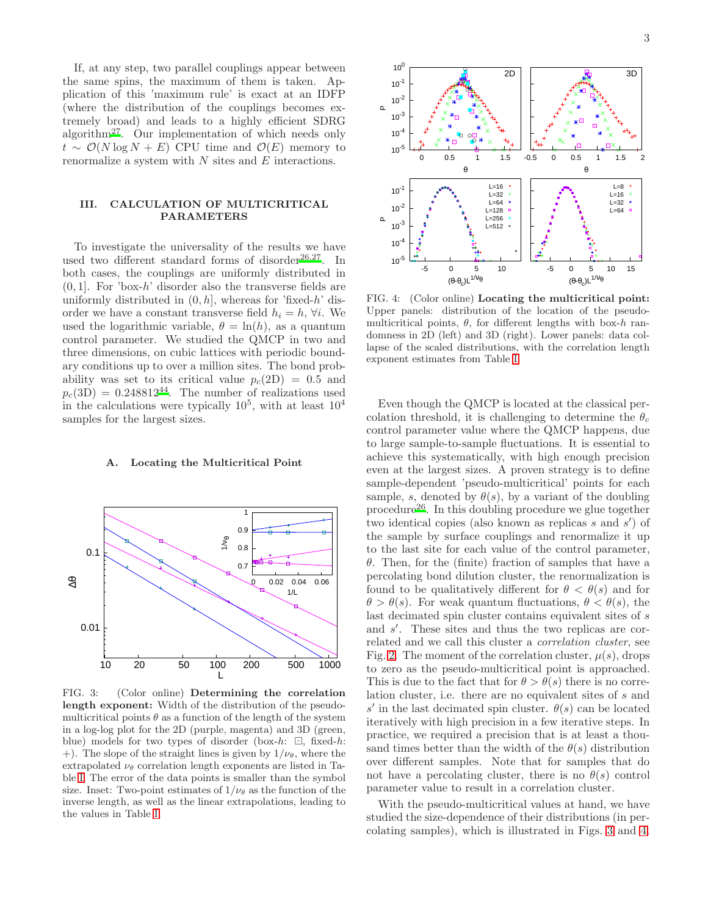If, at any step, two parallel couplings appear between the same spins, the maximum of them is taken. Application of this 'maximum rule' is exact at an IDFP (where the distribution of the couplings becomes extremely broad) and leads to a highly efficient SDRG algorithm[27]. Our implementation of which needs only $t \sim \mathcal{O}(N \log N + E)$ CPU time and $\mathcal{O}(E)$ memory to renormalize a system with $N$ sites and $E$ interactions.

## III. CALCULATION OF MULTICRITICAL PARAMETERS

To investigate the universality of the results we have used two different standard forms of disorder[26,27]. In both cases, the couplings are uniformly distributed in $(0, 1]$. For 'box-$h$' disorder also the transverse fields are uniformly distributed in $(0, h]$, whereas for 'fixed-$h$' disorder we have a constant transverse field $h_i = h$, $\forall i$. We used the logarithmic variable, $\theta = \ln(h)$, as a quantum control parameter. We studied the QMCP in two and three dimensions, on cubic lattices with periodic boundary conditions up to over a million sites. The bond probability was set to its critical value $p_c(\text{2D}) = 0.5$ and $p_c(\text{3D}) = 0.248812$[44]. The number of realizations used in the calculations were typically $10^5$, with at least $10^4$ samples for the largest sizes.

### A. Locating the Multicritical Point

FIG. 3: (Color online) **Determining the correlation length exponent:** Width of the distribution of the pseudo-multicritical points $\theta$ as a function of the length of the system in a log-log plot for the 2D (purple, magenta) and 3D (green, blue) models for two types of disorder (box-$h$: ⊡, fixed-$h$: +). The slope of the straight lines is given by $1/\nu_\theta$, where the extrapolated $\nu_\theta$ correlation length exponents are listed in Table I. The error of the data points is smaller than the symbol size. Inset: Two-point estimates of $1/\nu_\theta$ as the function of the inverse length, as well as the linear extrapolations, leading to the values in Table I.

FIG. 4: (Color online) **Locating the multicritical point:** Upper panels: distribution of the location of the pseudo-multicritical points, $\theta$, for different lengths with box-$h$ randomness in 2D (left) and 3D (right). Lower panels: data collapse of the scaled distributions, with the correlation length exponent estimates from Table I.

Even though the QMCP is located at the classical percolation threshold, it is challenging to determine the $\theta_c$ control parameter value where the QMCP happens, due to large sample-to-sample fluctuations. It is essential to achieve this systematically, with high enough precision even at the largest sizes. A proven strategy is to define sample-dependent 'pseudo-multicritical' points for each sample, $s$, denoted by $\theta(s)$, by a variant of the doubling procedure[26]. In this doubling procedure we glue together two identical copies (also known as replicas $s$ and $s'$) of the sample by surface couplings and renormalize it up to the last site for each value of the control parameter, $\theta$. Then, for the (finite) fraction of samples that have a percolating bond dilution cluster, the renormalization is found to be qualitatively different for $\theta < \theta(s)$ and for $\theta > \theta(s)$. For weak quantum fluctuations, $\theta < \theta(s)$, the last decimated spin cluster contains equivalent sites of $s$ and $s'$. These sites and thus the two replicas are correlated and we call this cluster a *correlation cluster*, see Fig. 2. The moment of the correlation cluster, $\mu(s)$, drops to zero as the pseudo-multicritical point is approached. This is due to the fact that for $\theta > \theta(s)$ there is no correlation cluster, i.e. there are no equivalent sites of $s$ and $s'$ in the last decimated spin cluster. $\theta(s)$ can be located iteratively with high precision in a few iterative steps. In practice, we required a precision that is at least a thousand times better than the width of the $\theta(s)$ distribution over different samples. Note that for samples that do not have a percolating cluster, there is no $\theta(s)$ control parameter value to result in a correlation cluster.

With the pseudo-multicritical values at hand, we have studied the size-dependence of their distributions (in percolating samples), which is illustrated in Figs. 3 and 4.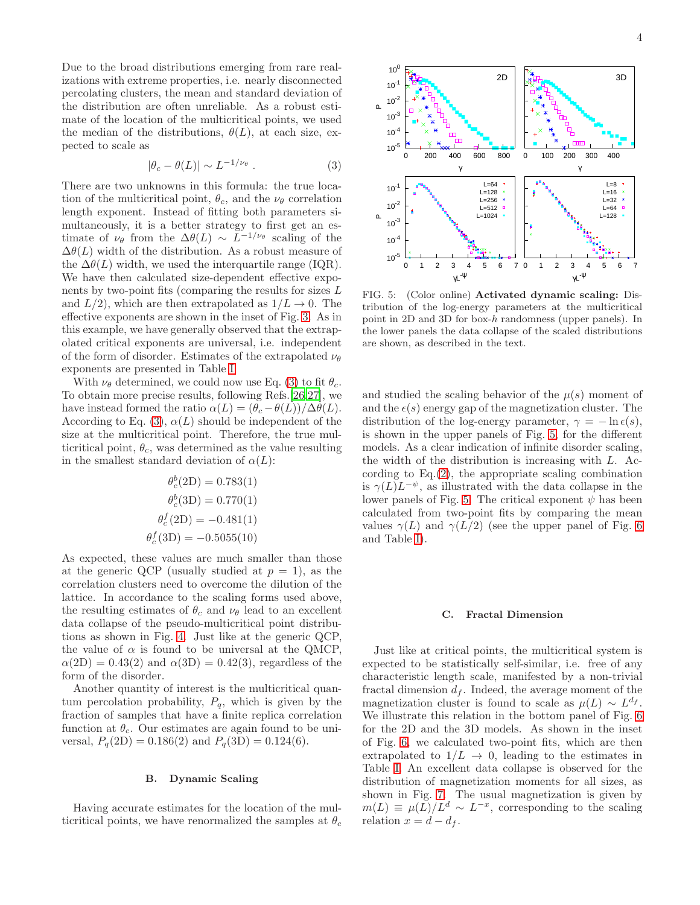Due to the broad distributions emerging from rare realizations with extreme properties, i.e. nearly disconnected percolating clusters, the mean and standard deviation of the distribution are often unreliable. As a robust estimate of the location of the multicritical points, we used the median of the distributions, $\theta(L)$, at each size, expected to scale as

$$|\theta_c - \theta(L)| \sim L^{-1/\nu_\theta} \, . \tag{3}$$

There are two unknowns in this formula: the true location of the multicritical point, $\theta_c$, and the $\nu_\theta$ correlation length exponent. Instead of fitting both parameters simultaneously, it is a better strategy to first get an estimate of $\nu_\theta$ from the $\Delta\theta(L) \sim L^{-1/\nu_\theta}$ scaling of the $\Delta\theta(L)$ width of the distribution. As a robust measure of the $\Delta\theta(L)$ width, we used the interquartile range (IQR). We have then calculated size-dependent effective exponents by two-point fits (comparing the results for sizes $L$ and $L/2$), which are then extrapolated as $1/L \to 0$. The effective exponents are shown in the inset of Fig. 3. As in this example, we have generally observed that the extrapolated critical exponents are universal, i.e. independent of the form of disorder. Estimates of the extrapolated $\nu_\theta$ exponents are presented in Table I.

With $\nu_\theta$ determined, we could now use Eq. (3) to fit $\theta_c$. To obtain more precise results, following Refs.[26,27], we have instead formed the ratio $\alpha(L) = (\theta_c - \theta(L))/\Delta\theta(L)$. According to Eq. (3), $\alpha(L)$ should be independent of the size at the multicritical point. Therefore, the true multicritical point, $\theta_c$, was determined as the value resulting in the smallest standard deviation of $\alpha(L)$:

$$\theta_c^b(2\text{D}) = 0.783(1)$$
$$\theta_c^b(3\text{D}) = 0.770(1)$$
$$\theta_c^f(2\text{D}) = -0.481(1)$$
$$\theta_c^f(3\text{D}) = -0.5055(10)$$

As expected, these values are much smaller than those at the generic QCP (usually studied at $p = 1$), as the correlation clusters need to overcome the dilution of the lattice. In accordance to the scaling forms used above, the resulting estimates of $\theta_c$ and $\nu_\theta$ lead to an excellent data collapse of the pseudo-multicritical point distributions as shown in Fig. 4. Just like at the generic QCP, the value of $\alpha$ is found to be universal at the QMCP, $\alpha(2\text{D}) = 0.43(2)$ and $\alpha(3\text{D}) = 0.42(3)$, regardless of the form of the disorder.

Another quantity of interest is the multicritical quantum percolation probability, $P_q$, which is given by the fraction of samples that have a finite replica correlation function at $\theta_c$. Our estimates are again found to be universal, $P_q(2\text{D}) = 0.186(2)$ and $P_q(3\text{D}) = 0.124(6)$.

### B. Dynamic Scaling

Having accurate estimates for the location of the multicritical points, we have renormalized the samples at $\theta_c$ and studied the scaling behavior of the $\mu(s)$ moment of and the $\epsilon(s)$ energy gap of the magnetization cluster. The distribution of the log-energy parameter, $\gamma = -\ln \epsilon(s)$, is shown in the upper panels of Fig. 5 for the different models. As a clear indication of infinite disorder scaling, the width of the distribution is increasing with $L$. According to Eq.(2), the appropriate scaling combination is $\gamma(L)L^{-\psi}$, as illustrated with the data collapse in the lower panels of Fig. 5. The critical exponent $\psi$ has been calculated from two-point fits by comparing the mean values $\gamma(L)$ and $\gamma(L/2)$ (see the upper panel of Fig. 6 and Table I).

FIG. 5: (Color online) **Activated dynamic scaling:** Distribution of the log-energy parameters at the multicritical point in 2D and 3D for box-$h$ randomness (upper panels). In the lower panels the data collapse of the scaled distributions are shown, as described in the text.

### C. Fractal Dimension

Just like at critical points, the multicritical system is expected to be statistically self-similar, i.e. free of any characteristic length scale, manifested by a non-trivial fractal dimension $d_f$. Indeed, the average moment of the magnetization cluster is found to scale as $\mu(L) \sim L^{d_f}$. We illustrate this relation in the bottom panel of Fig. 6 for the 2D and the 3D models. As shown in the inset of Fig. 6, we calculated two-point fits, which are then extrapolated to $1/L \to 0$, leading to the estimates in Table I. An excellent data collapse is observed for the distribution of magnetization moments for all sizes, as shown in Fig. 7. The usual magnetization is given by $m(L) \equiv \mu(L)/L^d \sim L^{-x}$, corresponding to the scaling relation $x = d - d_f$.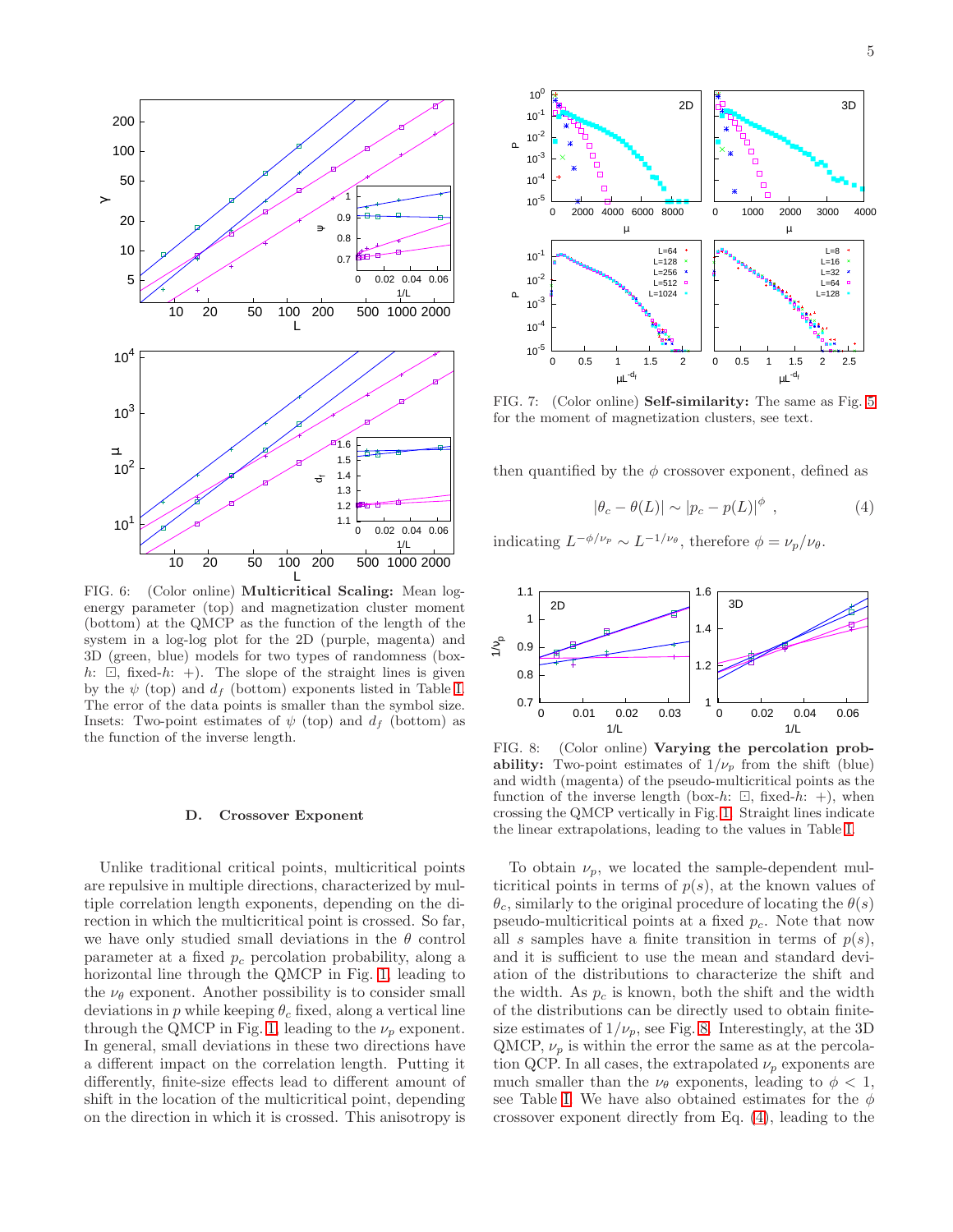FIG. 6: (Color online) **Multicritical Scaling:** Mean log-energy parameter (top) and magnetization cluster moment (bottom) at the QMCP as the function of the length of the system in a log-log plot for the 2D (purple, magenta) and 3D (green, blue) models for two types of randomness (box-$h$: ⊡, fixed-$h$: +). The slope of the straight lines is given by the $\psi$ (top) and $d_f$ (bottom) exponents listed in Table I. The error of the data points is smaller than the symbol size. Insets: Two-point estimates of $\psi$ (top) and $d_f$ (bottom) as the function of the inverse length.

FIG. 7: (Color online) **Self-similarity:** The same as Fig. 5 for the moment of magnetization clusters, see text.

### D. Crossover Exponent

Unlike traditional critical points, multicritical points are repulsive in multiple directions, characterized by multiple correlation length exponents, depending on the direction in which the multicritical point is crossed. So far, we have only studied small deviations in the $\theta$ control parameter at a fixed $p_c$ percolation probability, along a horizontal line through the QMCP in Fig. 1, leading to the $\nu_\theta$ exponent. Another possibility is to consider small deviations in $p$ while keeping $\theta_c$ fixed, along a vertical line through the QMCP in Fig. 1, leading to the $\nu_p$ exponent. In general, small deviations in these two directions have a different impact on the correlation length. Putting it differently, finite-size effects lead to different amount of shift in the location of the multicritical point, depending on the direction in which it is crossed. This anisotropy is then quantified by the $\phi$ crossover exponent, defined as

$$|\theta_c - \theta(L)| \sim |p_c - p(L)|^{\phi} \ , \tag{4}$$

indicating $L^{-\phi/\nu_p} \sim L^{-1/\nu_\theta}$, therefore $\phi = \nu_p/\nu_\theta$.

FIG. 8: (Color online) **Varying the percolation probability:** Two-point estimates of $1/\nu_p$ from the shift (blue) and width (magenta) of the pseudo-multicritical points as the function of the inverse length (box-$h$: ⊡, fixed-$h$: +), when crossing the QMCP vertically in Fig. 1. Straight lines indicate the linear extrapolations, leading to the values in Table I.

To obtain $\nu_p$, we located the sample-dependent multicritical points in terms of $p(s)$, at the known values of $\theta_c$, similarly to the original procedure of locating the $\theta(s)$ pseudo-multicritical points at a fixed $p_c$. Note that now all $s$ samples have a finite transition in terms of $p(s)$, and it is sufficient to use the mean and standard deviation of the distributions to characterize the shift and the width. As $p_c$ is known, both the shift and the width of the distributions can be directly used to obtain finite-size estimates of $1/\nu_p$, see Fig. 8. Interestingly, at the 3D QMCP, $\nu_p$ is within the error the same as at the percolation QCP. In all cases, the extrapolated $\nu_p$ exponents are much smaller than the $\nu_\theta$ exponents, leading to $\phi < 1$, see Table I. We have also obtained estimates for the $\phi$ crossover exponent directly from Eq. (4), leading to the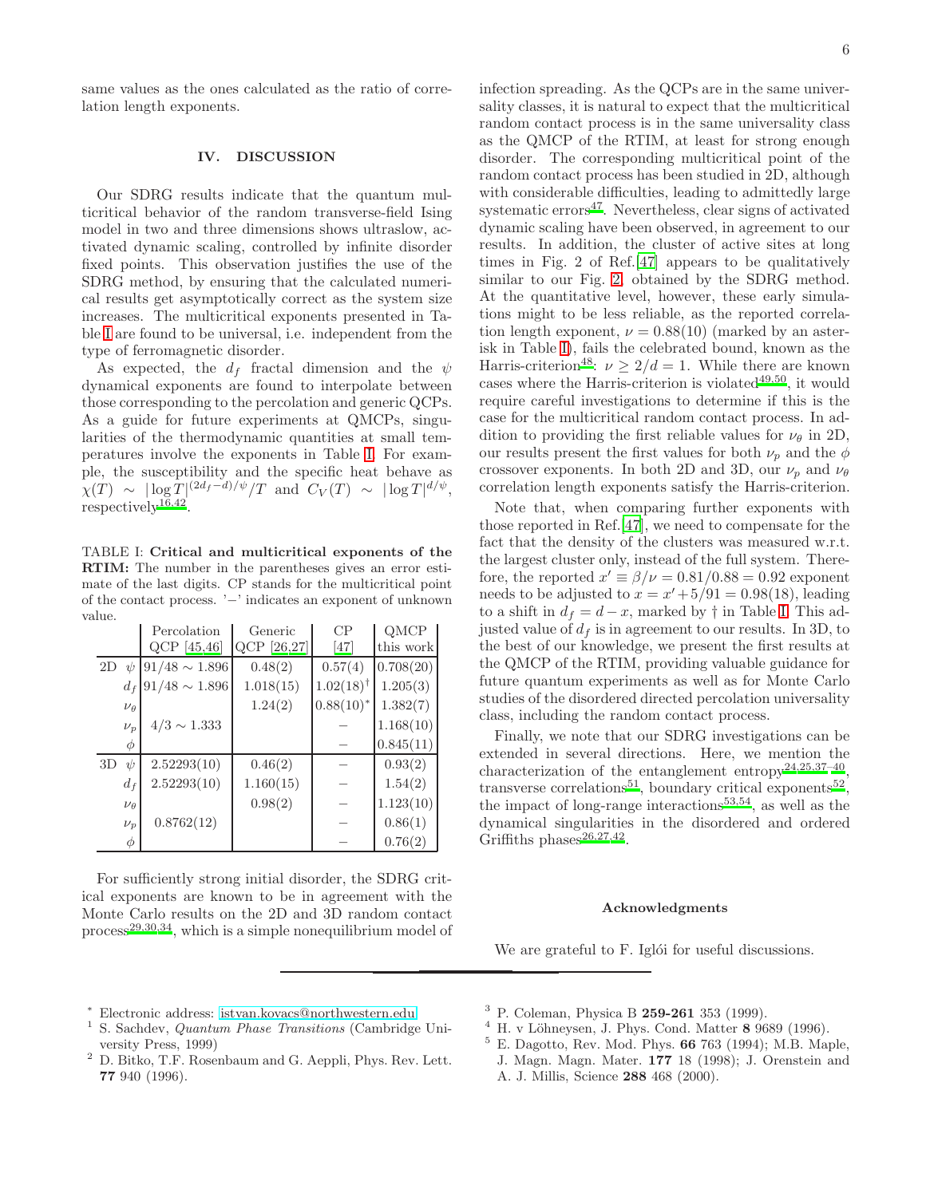same values as the ones calculated as the ratio of correlation length exponents.

## IV. DISCUSSION

Our SDRG results indicate that the quantum multicritical behavior of the random transverse-field Ising model in two and three dimensions shows ultraslow, activated dynamic scaling, controlled by infinite disorder fixed points. This observation justifies the use of the SDRG method, by ensuring that the calculated numerical results get asymptotically correct as the system size increases. The multicritical exponents presented in Table I are found to be universal, i.e. independent from the type of ferromagnetic disorder.

As expected, the $d_f$ fractal dimension and the $\psi$ dynamical exponents are found to interpolate between those corresponding to the percolation and generic QCPs. As a guide for future experiments at QMCPs, singularities of the thermodynamic quantities at small temperatures involve the exponents in Table I. For example, the susceptibility and the specific heat behave as $\chi(T) \sim |\log T|^{(2d_f-d)/\psi}/T$ and $C_V(T) \sim |\log T|^{d/\psi}$, respectively[16,42].

TABLE I: **Critical and multicritical exponents of the RTIM:** The number in the parentheses gives an error estimate of the last digits. CP stands for the multicritical point of the contact process. '−' indicates an exponent of unknown value.

| | | Percolation QCP [45,46] | Generic QCP [26,27] | CP [47] | QMCP this work |
|---|---|---|---|---|---|
| 2D | $\psi$ | $91/48 \sim 1.896$ | 0.48(2) | 0.57(4) | 0.708(20) |
| | $d_f$ | $91/48 \sim 1.896$ | 1.018(15) | $1.02(18)^\dagger$ | 1.205(3) |
| | $\nu_\theta$ | | 1.24(2) | $0.88(10)^*$ | 1.382(7) |
| | $\nu_p$ | $4/3 \sim 1.333$ | | − | 1.168(10) |
| | $\phi$ | | | − | 0.845(11) |
| 3D | $\psi$ | 2.52293(10) | 0.46(2) | − | 0.93(2) |
| | $d_f$ | 2.52293(10) | 1.160(15) | − | 1.54(2) |
| | $\nu_\theta$ | | 0.98(2) | − | 1.123(10) |
| | $\nu_p$ | 0.8762(12) | | − | 0.86(1) |
| | $\phi$ | | | − | 0.76(2) |

For sufficiently strong initial disorder, the SDRG critical exponents are known to be in agreement with the Monte Carlo results on the 2D and 3D random contact process[29,30,34], which is a simple nonequilibrium model of infection spreading. As the QCPs are in the same universality classes, it is natural to expect that the multicritical random contact process is in the same universality class as the QMCP of the RTIM, at least for strong enough disorder. The corresponding multicritical point of the random contact process has been studied in 2D, although with considerable difficulties, leading to admittedly large systematic errors[47]. Nevertheless, clear signs of activated dynamic scaling have been observed, in agreement to our results. In addition, the cluster of active sites at long times in Fig. 2 of Ref.[47] appears to be qualitatively similar to our Fig. 2, obtained by the SDRG method. At the quantitative level, however, these early simulations might to be less reliable, as the reported correlation length exponent, $\nu = 0.88(10)$ (marked by an asterisk in Table I), fails the celebrated bound, known as the Harris-criterion[48]: $\nu \geq 2/d = 1$. While there are known cases where the Harris-criterion is violated[49,50], it would require careful investigations to determine if this is the case for the multicritical random contact process. In addition to providing the first reliable values for $\nu_\theta$ in 2D, our results present the first values for both $\nu_p$ and the $\phi$ crossover exponents. In both 2D and 3D, our $\nu_p$ and $\nu_\theta$ correlation length exponents satisfy the Harris-criterion.

Note that, when comparing further exponents with those reported in Ref.[47], we need to compensate for the fact that the density of the clusters was measured w.r.t. the largest cluster only, instead of the full system. Therefore, the reported $x' \equiv \beta/\nu = 0.81/0.88 = 0.92$ exponent needs to be adjusted to $x = x' + 5/91 = 0.98(18)$, leading to a shift in $d_f = d - x$, marked by † in Table I. This adjusted value of $d_f$ is in agreement to our results. In 3D, to the best of our knowledge, we present the first results at the QMCP of the RTIM, providing valuable guidance for future quantum experiments as well as for Monte Carlo studies of the disordered directed percolation universality class, including the random contact process.

Finally, we note that our SDRG investigations can be extended in several directions. Here, we mention the characterization of the entanglement entropy[24,25,37–40], transverse correlations[51], boundary critical exponents[52], the impact of long-range interactions[53,54], as well as the dynamical singularities in the disordered and ordered Griffiths phases[26,27,42].

### Acknowledgments

We are grateful to F. Iglói for useful discussions.

---

[*] Electronic address: istvan.kovacs@northwestern.edu

[1] S. Sachdev, *Quantum Phase Transitions* (Cambridge University Press, 1999)

[2] D. Bitko, T.F. Rosenbaum and G. Aeppli, Phys. Rev. Lett. **77** 940 (1996).

[3] P. Coleman, Physica B **259-261** 353 (1999).

[4] H. v Löhneysen, J. Phys. Cond. Matter **8** 9689 (1996).

[5] E. Dagotto, Rev. Mod. Phys. **66** 763 (1994); M.B. Maple, J. Magn. Magn. Mater. **177** 18 (1998); J. Orenstein and A. J. Millis, Science **288** 468 (2000).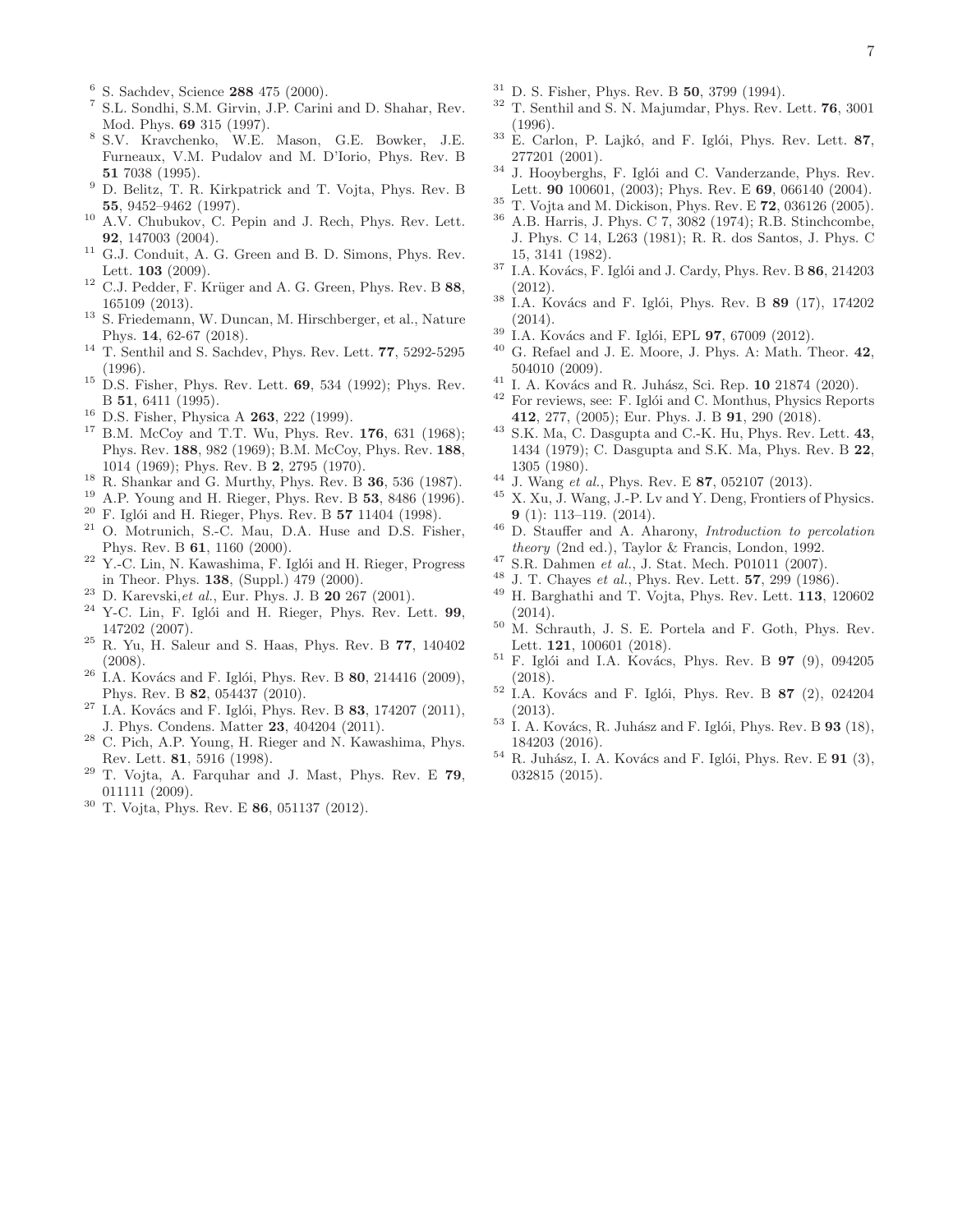[6] S. Sachdev, Science **288** 475 (2000).

[7] S.L. Sondhi, S.M. Girvin, J.P. Carini and D. Shahar, Rev. Mod. Phys. **69** 315 (1997).

[8] S.V. Kravchenko, W.E. Mason, G.E. Bowker, J.E. Furneaux, V.M. Pudalov and M. D'Iorio, Phys. Rev. B **51** 7038 (1995).

[9] D. Belitz, T. R. Kirkpatrick and T. Vojta, Phys. Rev. B **55**, 9452–9462 (1997).

[10] A.V. Chubukov, C. Pepin and J. Rech, Phys. Rev. Lett. **92**, 147003 (2004).

[11] G.J. Conduit, A. G. Green and B. D. Simons, Phys. Rev. Lett. **103** (2009).

[12] C.J. Pedder, F. Krüger and A. G. Green, Phys. Rev. B **88**, 165109 (2013).

[13] S. Friedemann, W. Duncan, M. Hirschberger, et al., Nature Phys. **14**, 62-67 (2018).

[14] T. Senthil and S. Sachdev, Phys. Rev. Lett. **77**, 5292-5295 (1996).

[15] D.S. Fisher, Phys. Rev. Lett. **69**, 534 (1992); Phys. Rev. B **51**, 6411 (1995).

[16] D.S. Fisher, Physica A **263**, 222 (1999).

[17] B.M. McCoy and T.T. Wu, Phys. Rev. **176**, 631 (1968); Phys. Rev. **188**, 982 (1969); B.M. McCoy, Phys. Rev. **188**, 1014 (1969); Phys. Rev. B **2**, 2795 (1970).

[18] R. Shankar and G. Murthy, Phys. Rev. B **36**, 536 (1987).

[19] A.P. Young and H. Rieger, Phys. Rev. B **53**, 8486 (1996).

[20] F. Iglói and H. Rieger, Phys. Rev. B **57** 11404 (1998).

[21] O. Motrunich, S.-C. Mau, D.A. Huse and D.S. Fisher, Phys. Rev. B **61**, 1160 (2000).

[22] Y.-C. Lin, N. Kawashima, F. Iglói and H. Rieger, Progress in Theor. Phys. **138**, (Suppl.) 479 (2000).

[23] D. Karevski,*et al.*, Eur. Phys. J. B **20** 267 (2001).

[24] Y-C. Lin, F. Iglói and H. Rieger, Phys. Rev. Lett. **99**, 147202 (2007).

[25] R. Yu, H. Saleur and S. Haas, Phys. Rev. B **77**, 140402 (2008).

[26] I.A. Kovács and F. Iglói, Phys. Rev. B **80**, 214416 (2009), Phys. Rev. B **82**, 054437 (2010).

[27] I.A. Kovács and F. Iglói, Phys. Rev. B **83**, 174207 (2011), J. Phys. Condens. Matter **23**, 404204 (2011).

[28] C. Pich, A.P. Young, H. Rieger and N. Kawashima, Phys. Rev. Lett. **81**, 5916 (1998).

[29] T. Vojta, A. Farquhar and J. Mast, Phys. Rev. E **79**, 011111 (2009).

[30] T. Vojta, Phys. Rev. E **86**, 051137 (2012).

[31] D. S. Fisher, Phys. Rev. B **50**, 3799 (1994).

[32] T. Senthil and S. N. Majumdar, Phys. Rev. Lett. **76**, 3001 (1996).

[33] E. Carlon, P. Lajkó, and F. Iglói, Phys. Rev. Lett. **87**, 277201 (2001).

[34] J. Hooyberghs, F. Iglói and C. Vanderzande, Phys. Rev. Lett. **90** 100601, (2003); Phys. Rev. E **69**, 066140 (2004).

[35] T. Vojta and M. Dickison, Phys. Rev. E **72**, 036126 (2005).

[36] A.B. Harris, J. Phys. C 7, 3082 (1974); R.B. Stinchcombe, J. Phys. C 14, L263 (1981); R. R. dos Santos, J. Phys. C 15, 3141 (1982).

[37] I.A. Kovács, F. Iglói and J. Cardy, Phys. Rev. B **86**, 214203 (2012).

[38] I.A. Kovács and F. Iglói, Phys. Rev. B **89** (17), 174202 (2014).

[39] I.A. Kovács and F. Iglói, EPL **97**, 67009 (2012).

[40] G. Refael and J. E. Moore, J. Phys. A: Math. Theor. **42**, 504010 (2009).

[41] I. A. Kovács and R. Juhász, Sci. Rep. **10** 21874 (2020).

[42] For reviews, see: F. Iglói and C. Monthus, Physics Reports **412**, 277, (2005); Eur. Phys. J. B **91**, 290 (2018).

[43] S.K. Ma, C. Dasgupta and C.-K. Hu, Phys. Rev. Lett. **43**, 1434 (1979); C. Dasgupta and S.K. Ma, Phys. Rev. B **22**, 1305 (1980).

[44] J. Wang *et al.*, Phys. Rev. E **87**, 052107 (2013).

[45] X. Xu, J. Wang, J.-P. Lv and Y. Deng, Frontiers of Physics. **9** (1): 113–119. (2014).

[46] D. Stauffer and A. Aharony, *Introduction to percolation theory* (2nd ed.), Taylor & Francis, London, 1992.

[47] S.R. Dahmen *et al.*, J. Stat. Mech. P01011 (2007).

[48] J. T. Chayes *et al.*, Phys. Rev. Lett. **57**, 299 (1986).

[49] H. Barghathi and T. Vojta, Phys. Rev. Lett. **113**, 120602 (2014).

[50] M. Schrauth, J. S. E. Portela and F. Goth, Phys. Rev. Lett. **121**, 100601 (2018).

[51] F. Iglói and I.A. Kovács, Phys. Rev. B **97** (9), 094205 (2018).

[52] I.A. Kovács and F. Iglói, Phys. Rev. B **87** (2), 024204 (2013).

[53] I. A. Kovács, R. Juhász and F. Iglói, Phys. Rev. B **93** (18), 184203 (2016).

[54] R. Juhász, I. A. Kovács and F. Iglói, Phys. Rev. E **91** (3), 032815 (2015).